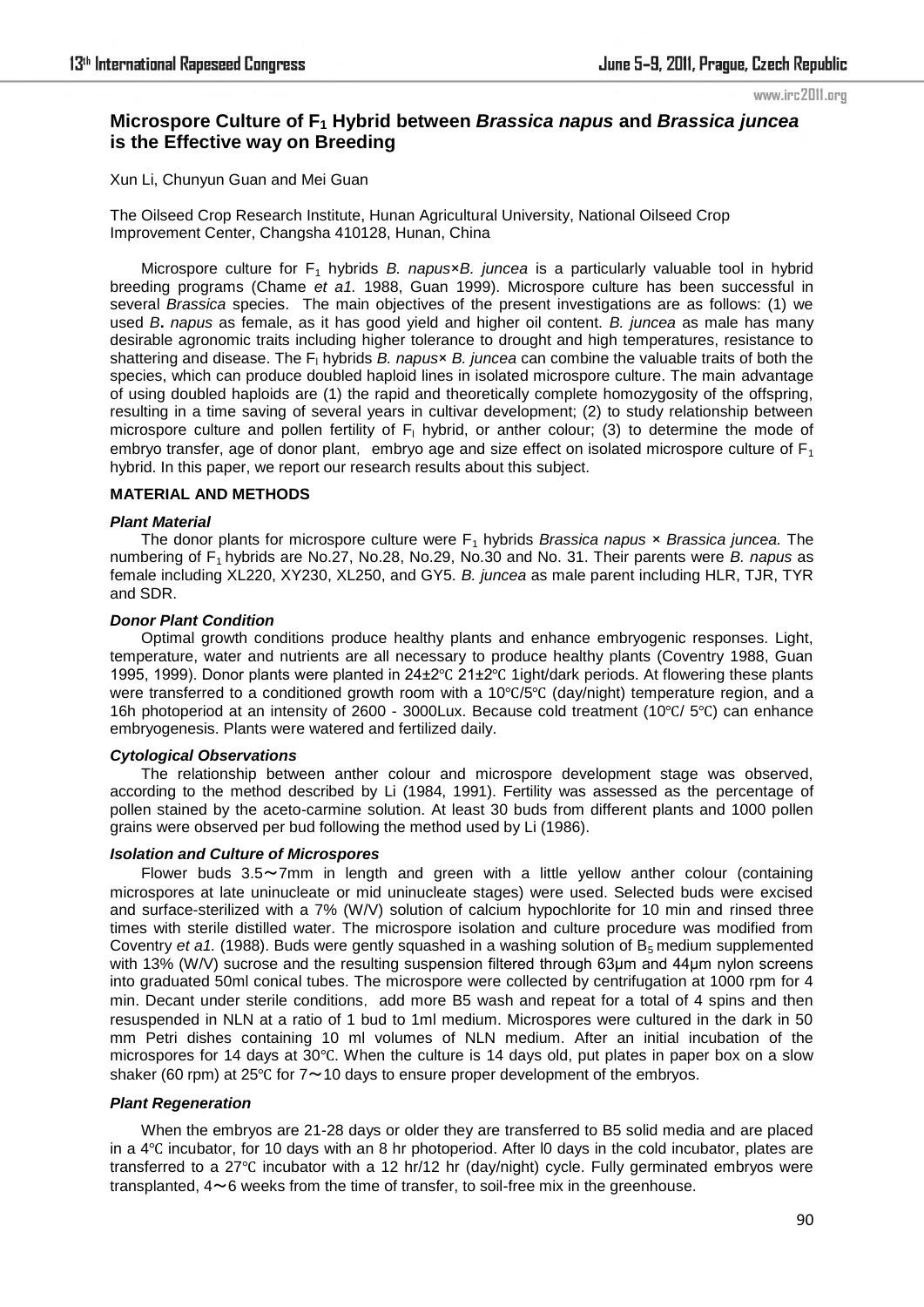# Microspore Culture of $F_1$ Hybrid between *Brassica napus* and *Brassica juncea* is the Effective way on Breeding

Xun Li, Chunyun Guan and Mei Guan

The Oilseed Crop Research Institute, Hunan Agricultural University, National Oilseed Crop Improvement Center, Changsha 410128, Hunan, China

Microspore culture for $F_1$ hybrids *B. napus*×*B. juncea* is a particularly valuable tool in hybrid breeding programs (Chame *et a1.* 1988, Guan 1999). Microspore culture has been successful in several *Brassica* species. The main objectives of the present investigations are as follows: (1) we used *B***.** *napus* as female, as it has good yield and higher oil content. *B. juncea* as male has many desirable agronomic traits including higher tolerance to drought and high temperatures, resistance to shattering and disease. The $F_l$ hybrids *B. napus*× *B. juncea* can combine the valuable traits of both the species, which can produce doubled haploid lines in isolated microspore culture. The main advantage of using doubled haploids are (1) the rapid and theoretically complete homozygosity of the offspring, resulting in a time saving of several years in cultivar development; (2) to study relationship between microspore culture and pollen fertility of $F_l$ hybrid, or anther colour; (3) to determine the mode of embryo transfer, age of donor plant, embryo age and size effect on isolated microspore culture of $F_1$ hybrid. In this paper, we report our research results about this subject.

## MATERIAL AND METHODS

### *Plant Material*

The donor plants for microspore culture were $F_1$ hybrids *Brassica napus* × *Brassica juncea.* The numbering of $F_1$ hybrids are No.27, No.28, No.29, No.30 and No. 31. Their parents were *B. napus* as female including XL220, XY230, XL250, and GY5. *B. juncea* as male parent including HLR, TJR, TYR and SDR.

### *Donor Plant Condition*

Optimal growth conditions produce healthy plants and enhance embryogenic responses. Light, temperature, water and nutrients are all necessary to produce healthy plants (Coventry 1988, Guan 1995, 1999). Donor plants were planted in 24±2℃ 21±2℃ 1ight/dark periods. At flowering these plants were transferred to a conditioned growth room with a 10℃/5℃ (day/night) temperature region, and a 16h photoperiod at an intensity of 2600 - 3000Lux. Because cold treatment (10℃/ 5℃) can enhance embryogenesis. Plants were watered and fertilized daily.

### *Cytological Observations*

The relationship between anther colour and microspore development stage was observed, according to the method described by Li (1984, 1991). Fertility was assessed as the percentage of pollen stained by the aceto-carmine solution. At least 30 buds from different plants and 1000 pollen grains were observed per bud following the method used by Li (1986).

### *Isolation and Culture of Microspores*

Flower buds 3.5～7mm in length and green with a little yellow anther colour (containing microspores at late uninucleate or mid uninucleate stages) were used. Selected buds were excised and surface-sterilized with a 7% (W/V) solution of calcium hypochlorite for 10 min and rinsed three times with sterile distilled water. The microspore isolation and culture procedure was modified from Coventry *et a1.* (1988). Buds were gently squashed in a washing solution of $B_5$ medium supplemented with 13% (W/V) sucrose and the resulting suspension filtered through 63μm and 44μm nylon screens into graduated 50ml conical tubes. The microspore were collected by centrifugation at 1000 rpm for 4 min. Decant under sterile conditions, add more B5 wash and repeat for a total of 4 spins and then resuspended in NLN at a ratio of 1 bud to 1ml medium. Microspores were cultured in the dark in 50 mm Petri dishes containing 10 ml volumes of NLN medium. After an initial incubation of the microspores for 14 days at 30℃. When the culture is 14 days old, put plates in paper box on a slow shaker (60 rpm) at 25℃ for 7～10 days to ensure proper development of the embryos.

### *Plant Regeneration*

When the embryos are 21-28 days or older they are transferred to B5 solid media and are placed in a 4℃ incubator, for 10 days with an 8 hr photoperiod. After l0 days in the cold incubator, plates are transferred to a 27℃ incubator with a 12 hr/12 hr (day/night) cycle. Fully germinated embryos were transplanted, 4～6 weeks from the time of transfer, to soil-free mix in the greenhouse.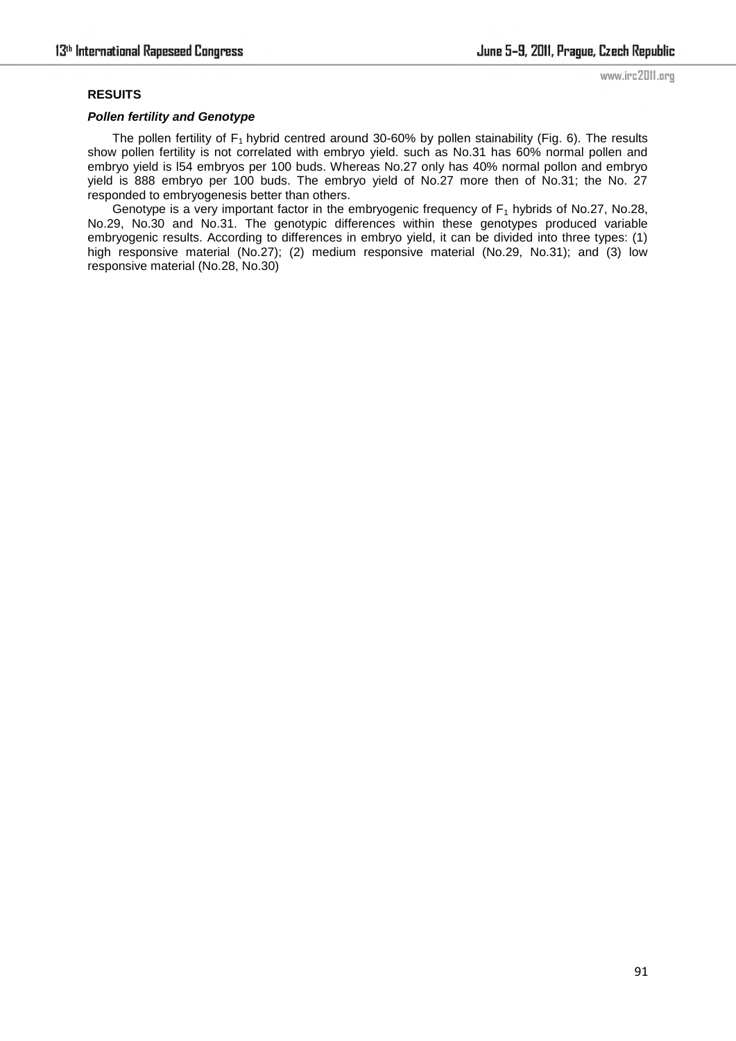**RESUITS**

***Pollen fertility and Genotype***

The pollen fertility of $F_1$ hybrid centred around 30-60% by pollen stainability (Fig. 6). The results show pollen fertility is not correlated with embryo yield. such as No.31 has 60% normal pollen and embryo yield is l54 embryos per 100 buds. Whereas No.27 only has 40% normal pollon and embryo yield is 888 embryo per 100 buds. The embryo yield of No.27 more then of No.31; the No. 27 responded to embryogenesis better than others.

Genotype is a very important factor in the embryogenic frequency of $F_1$ hybrids of No.27, No.28, No.29, No.30 and No.31. The genotypic differences within these genotypes produced variable embryogenic results. According to differences in embryo yield, it can be divided into three types: (1) high responsive material (No.27); (2) medium responsive material (No.29, No.31); and (3) low responsive material (No.28, No.30)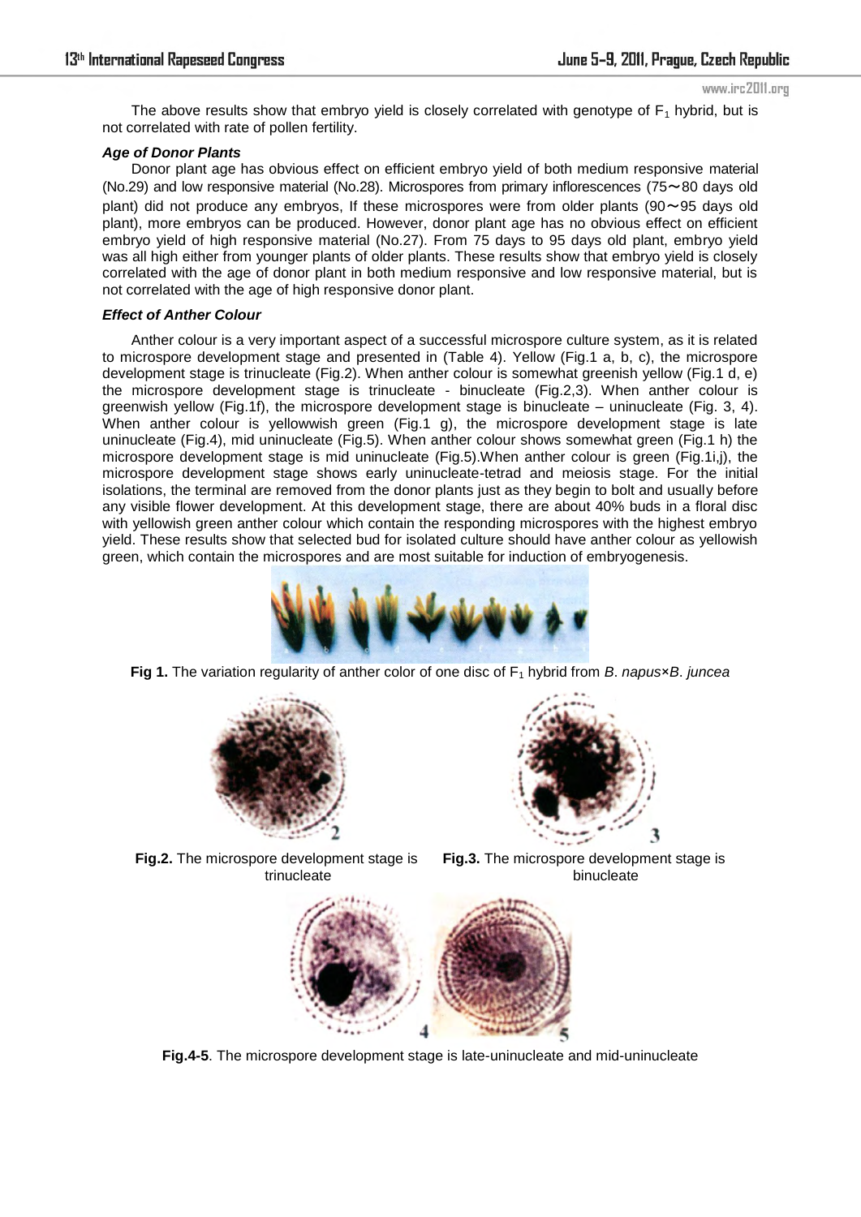The above results show that embryo yield is closely correlated with genotype of $F_1$ hybrid, but is not correlated with rate of pollen fertility.

***Age of Donor Plants***

Donor plant age has obvious effect on efficient embryo yield of both medium responsive material (No.29) and low responsive material (No.28). Microspores from primary inflorescences (75～80 days old plant) did not produce any embryos, If these microspores were from older plants (90～95 days old plant), more embryos can be produced. However, donor plant age has no obvious effect on efficient embryo yield of high responsive material (No.27). From 75 days to 95 days old plant, embryo yield was all high either from younger plants of older plants. These results show that embryo yield is closely correlated with the age of donor plant in both medium responsive and low responsive material, but is not correlated with the age of high responsive donor plant.

***Effect of Anther Colour***

Anther colour is a very important aspect of a successful microspore culture system, as it is related to microspore development stage and presented in (Table 4). Yellow (Fig.1 a, b, c), the microspore development stage is trinucleate (Fig.2). When anther colour is somewhat greenish yellow (Fig.1 d, e) the microspore development stage is trinucleate - binucleate (Fig.2,3). When anther colour is greenwish yellow (Fig.1f), the microspore development stage is binucleate – uninucleate (Fig. 3, 4). When anther colour is yellowwish green (Fig.1 g), the microspore development stage is late uninucleate (Fig.4), mid uninucleate (Fig.5). When anther colour shows somewhat green (Fig.1 h) the microspore development stage is mid uninucleate (Fig.5).When anther colour is green (Fig.1i,j), the microspore development stage shows early uninucleate-tetrad and meiosis stage. For the initial isolations, the terminal are removed from the donor plants just as they begin to bolt and usually before any visible flower development. At this development stage, there are about 40% buds in a floral disc with yellowish green anther colour which contain the responding microspores with the highest embryo yield. These results show that selected bud for isolated culture should have anther colour as yellowish green, which contain the microspores and are most suitable for induction of embryogenesis.

**Fig 1.** The variation regularity of anther color of one disc of $F_1$ hybrid from *B. napus*×*B. juncea*

**Fig.2.** The microspore development stage is trinucleate

**Fig.3.** The microspore development stage is binucleate

**Fig.4-5**. The microspore development stage is late-uninucleate and mid-uninucleate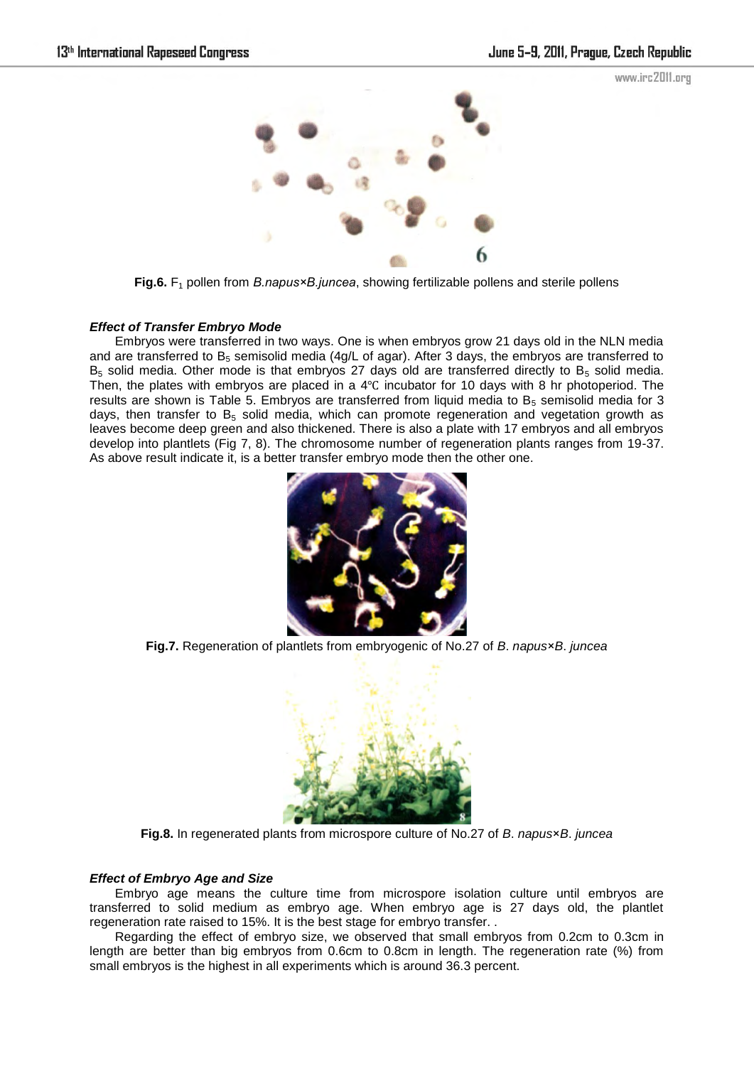Fig.6. $F_1$ pollen from *B.napus×B.juncea*, showing fertilizable pollens and sterile pollens

***Effect of Transfer Embryo Mode***

Embryos were transferred in two ways. One is when embryos grow 21 days old in the NLN media and are transferred to $B_5$ semisolid media (4g/L of agar). After 3 days, the embryos are transferred to $B_5$ solid media. Other mode is that embryos 27 days old are transferred directly to $B_5$ solid media. Then, the plates with embryos are placed in a 4℃ incubator for 10 days with 8 hr photoperiod. The results are shown is Table 5. Embryos are transferred from liquid media to $B_5$ semisolid media for 3 days, then transfer to $B_5$ solid media, which can promote regeneration and vegetation growth as leaves become deep green and also thickened. There is also a plate with 17 embryos and all embryos develop into plantlets (Fig 7, 8). The chromosome number of regeneration plants ranges from 19-37. As above result indicate it, is a better transfer embryo mode then the other one.

**Fig.7.** Regeneration of plantlets from embryogenic of No.27 of *B. napus×B. juncea*

**Fig.8.** In regenerated plants from microspore culture of No.27 of *B. napus×B. juncea*

***Effect of Embryo Age and Size***

Embryo age means the culture time from microspore isolation culture until embryos are transferred to solid medium as embryo age. When embryo age is 27 days old, the plantlet regeneration rate raised to 15%. It is the best stage for embryo transfer. .

Regarding the effect of embryo size, we observed that small embryos from 0.2cm to 0.3cm in length are better than big embryos from 0.6cm to 0.8cm in length. The regeneration rate (%) from small embryos is the highest in all experiments which is around 36.3 percent.